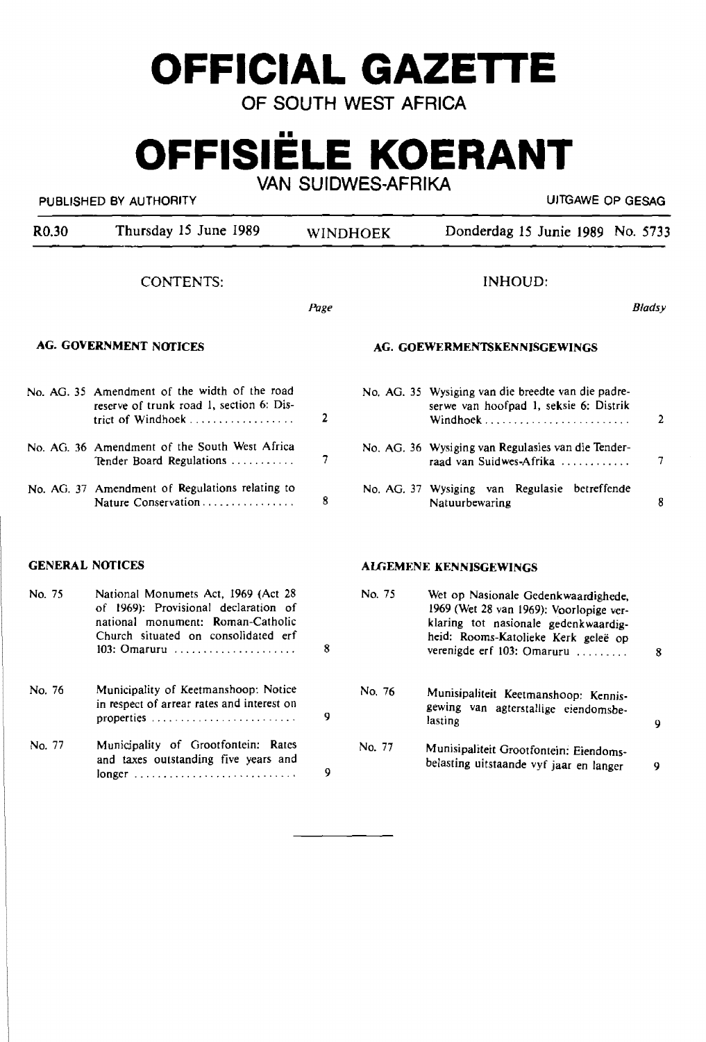# OFFICIAL GAZETTE

OF SOUTH WEST AFRICA

# OFFISIËLE KOERANT

VAN SUIDWES-AFRIKA

PUBLISHED BY AUTHORITY — UITGAWE OP GESAG

R0.30 — Thursday 15 June 1989 — WINDHOEK — Donderdag 15 Junie 1989 — No. 5733

## CONTENTS:

*Page*

### AG. GOVERNMENT NOTICES

| | | Page |
|---|---|---|
| No. AG. 35 | Amendment of the width of the road reserve of trunk road 1, section 6: District of Windhoek | 2 |
| No. AG. 36 | Amendment of the South West Africa Tender Board Regulations | 7 |
| No. AG. 37 | Amendment of Regulations relating to Nature Conservation | 8 |

### GENERAL NOTICES

| | | Page |
|---|---|---|
| No. 75 | National Monumets Act, 1969 (Act 28 of 1969): Provisional declaration of national monument: Roman-Catholic Church situated on consolidated erf 103: Omaruru | 8 |
| No. 76 | Municipality of Keetmanshoop: Notice in respect of arrear rates and interest on properties | 9 |
| No. 77 | Municipality of Grootfontein: Rates and taxes outstanding five years and longer | 9 |

## INHOUD:

*Bladsy*

### AG. GOEWERMENTSKENNISGEWINGS

| | | Bladsy |
|---|---|---|
| No. AG. 35 | Wysiging van die breedte van die padreserwe van hoofpad 1, seksie 6: Distrik Windhoek | 2 |
| No. AG. 36 | Wysiging van Regulasies van die Tenderraad van Suidwes-Afrika | 7 |
| No. AG. 37 | Wysiging van Regulasie betreffende Natuurbewaring | 8 |

### ALGEMENE KENNISGEWINGS

| | | Bladsy |
|---|---|---|
| No. 75 | Wet op Nasionale Gedenkwaardighede, 1969 (Wet 28 van 1969): Voorlopige verklaring tot nasionale gedenkwaardigheid: Rooms-Katolieke Kerk geleë op verenigde erf 103: Omaruru | 8 |
| No. 76 | Munisipaliteit Keetmanshoop: Kennisgewing van agterstallige eiendomsbelasting | 9 |
| No. 77 | Munisipaliteit Grootfontein: Eiendomsbelasting uitstaande vyf jaar en langer | 9 |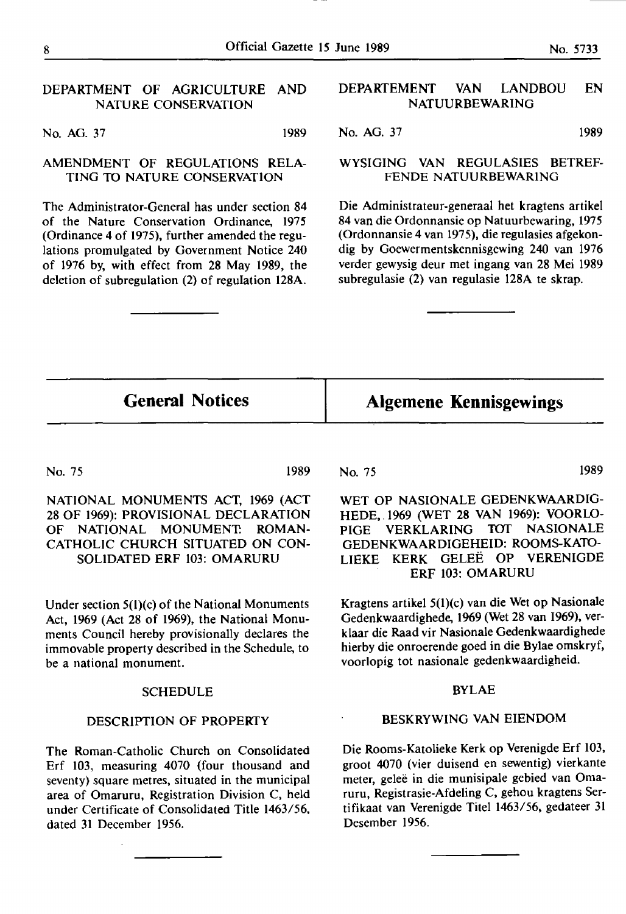## DEPARTMENT OF AGRICULTURE AND NATURE CONSERVATION

No. AG. 37 1989

### AMENDMENT OF REGULATIONS RELATING TO NATURE CONSERVATION

The Administrator-General has under section 84 of the Nature Conservation Ordinance, 1975 (Ordinance 4 of 1975), further amended the regulations promulgated by Government Notice 240 of 1976 by, with effect from 28 May 1989, the deletion of subregulation (2) of regulation 128A.

## DEPARTEMENT VAN LANDBOU EN NATUURBEWARING

No. AG. 37 1989

### WYSIGING VAN REGULASIES BETREFFENDE NATUURBEWARING

Die Administrateur-generaal het kragtens artikel 84 van die Ordonnansie op Natuurbewaring, 1975 (Ordonnansie 4 van 1975), die regulasies afgekondig by Goewermentskennisgewing 240 van 1976 verder gewysig deur met ingang van 28 Mei 1989 subregulasie (2) van regulasie 128A te skrap.

# General Notices

No. 75 1989

### NATIONAL MONUMENTS ACT, 1969 (ACT 28 OF 1969): PROVISIONAL DECLARATION OF NATIONAL MONUMENT: ROMAN-CATHOLIC CHURCH SITUATED ON CONSOLIDATED ERF 103: OMARURU

Under section 5(1)(c) of the National Monuments Act, 1969 (Act 28 of 1969), the National Monuments Council hereby provisionally declares the immovable property described in the Schedule, to be a national monument.

SCHEDULE

DESCRIPTION OF PROPERTY

The Roman-Catholic Church on Consolidated Erf 103, measuring 4070 (four thousand and seventy) square metres, situated in the municipal area of Omaruru, Registration Division C, held under Certificate of Consolidated Title 1463/56, dated 31 December 1956.

# Algemene Kennisgewings

No. 75 1989

### WET OP NASIONALE GEDENKWAARDIGHEDE, 1969 (WET 28 VAN 1969): VOORLOPIGE VERKLARING TOT NASIONALE GEDENKWAARDIGEHEID: ROOMS-KATOLIEKE KERK GELEË OP VERENIGDE ERF 103: OMARURU

Kragtens artikel 5(1)(c) van die Wet op Nasionale Gedenkwaardighede, 1969 (Wet 28 van 1969), verklaar die Raad vir Nasionale Gedenkwaardighede hierby die onroerende goed in die Bylae omskryf, voorlopig tot nasionale gedenkwaardigheid.

BYLAE

BESKRYWING VAN EIENDOM

Die Rooms-Katolieke Kerk op Verenigde Erf 103, groot 4070 (vier duisend en sewentig) vierkante meter, geleë in die munisipale gebied van Omaruru, Registrasie-Afdeling C, gehou kragtens Sertifikaat van Verenigde Titel 1463/56, gedateer 31 Desember 1956.